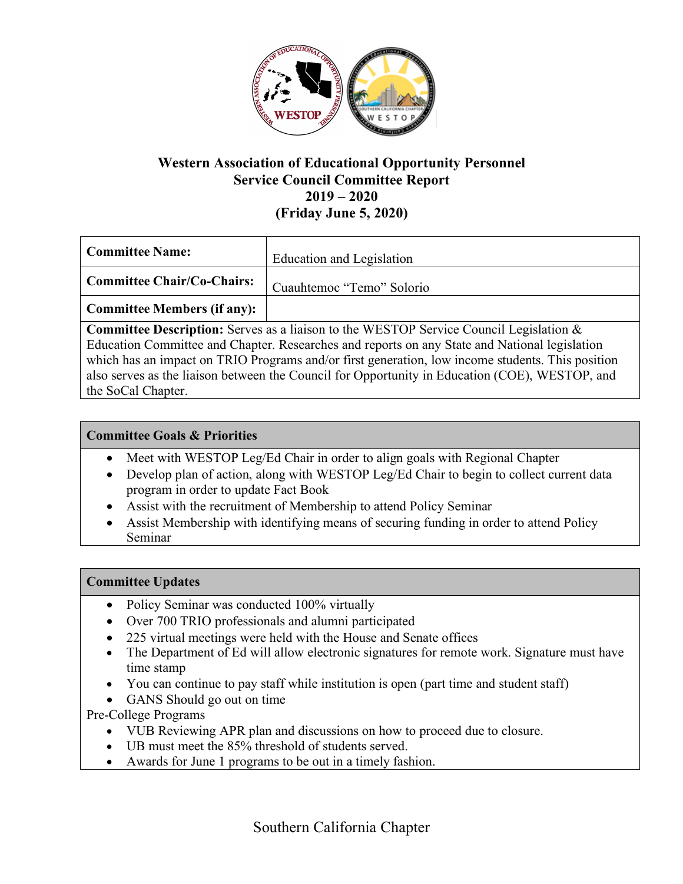# Western Association of Educational Opportunity Personnel
## Service Council Committee Report
## 2019 – 2020
## (Friday June 5, 2020)

| **Committee Name:** | Education and Legislation |
|---|---|
| **Committee Chair/Co-Chairs:** | Cuauhtemoc "Temo" Solorio |
| **Committee Members (if any):** | |

**Committee Description:** Serves as a liaison to the WESTOP Service Council Legislation & Education Committee and Chapter. Researches and reports on any State and National legislation which has an impact on TRIO Programs and/or first generation, low income students. This position also serves as the liaison between the Council for Opportunity in Education (COE), WESTOP, and the SoCal Chapter.

### Committee Goals & Priorities

- Meet with WESTOP Leg/Ed Chair in order to align goals with Regional Chapter
- Develop plan of action, along with WESTOP Leg/Ed Chair to begin to collect current data program in order to update Fact Book
- Assist with the recruitment of Membership to attend Policy Seminar
- Assist Membership with identifying means of securing funding in order to attend Policy Seminar

### Committee Updates

- Policy Seminar was conducted 100% virtually
- Over 700 TRIO professionals and alumni participated
- 225 virtual meetings were held with the House and Senate offices
- The Department of Ed will allow electronic signatures for remote work. Signature must have time stamp
- You can continue to pay staff while institution is open (part time and student staff)
- GANS Should go out on time

Pre-College Programs

- VUB Reviewing APR plan and discussions on how to proceed due to closure.
- UB must meet the 85% threshold of students served.
- Awards for June 1 programs to be out in a timely fashion.

Southern California Chapter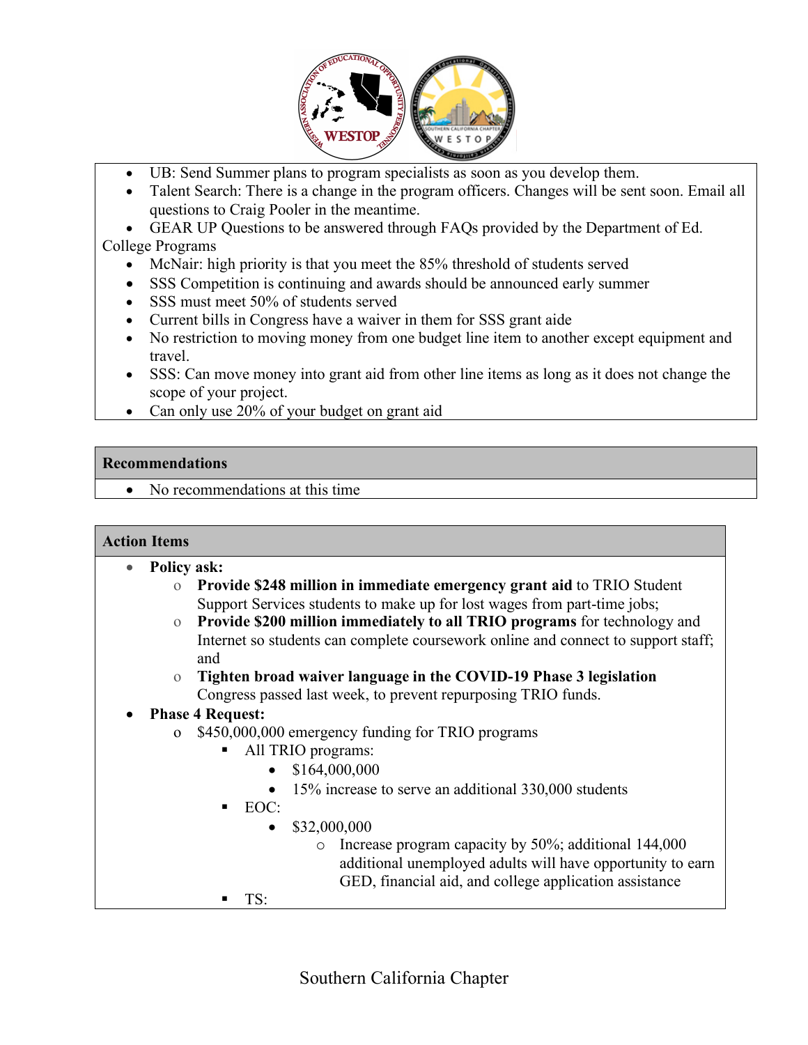- UB: Send Summer plans to program specialists as soon as you develop them.
- Talent Search: There is a change in the program officers. Changes will be sent soon. Email all questions to Craig Pooler in the meantime.
- GEAR UP Questions to be answered through FAQs provided by the Department of Ed.

College Programs

- McNair: high priority is that you meet the 85% threshold of students served
- SSS Competition is continuing and awards should be announced early summer
- SSS must meet 50% of students served
- Current bills in Congress have a waiver in them for SSS grant aide
- No restriction to moving money from one budget line item to another except equipment and travel.
- SSS: Can move money into grant aid from other line items as long as it does not change the scope of your project.
- Can only use 20% of your budget on grant aid

## Recommendations

- No recommendations at this time

## Action Items

- **Policy ask:**
  - **Provide $248 million in immediate emergency grant aid** to TRIO Student Support Services students to make up for lost wages from part-time jobs;
  - **Provide $200 million immediately to all TRIO programs** for technology and Internet so students can complete coursework online and connect to support staff; and
  - **Tighten broad waiver language in the COVID-19 Phase 3 legislation** Congress passed last week, to prevent repurposing TRIO funds.
- **Phase 4 Request:**
  - $450,000,000 emergency funding for TRIO programs
    - All TRIO programs:
      - $164,000,000
      - 15% increase to serve an additional 330,000 students
    - EOC:
      - $32,000,000
        - Increase program capacity by 50%; additional 144,000 additional unemployed adults will have opportunity to earn GED, financial aid, and college application assistance
    - TS: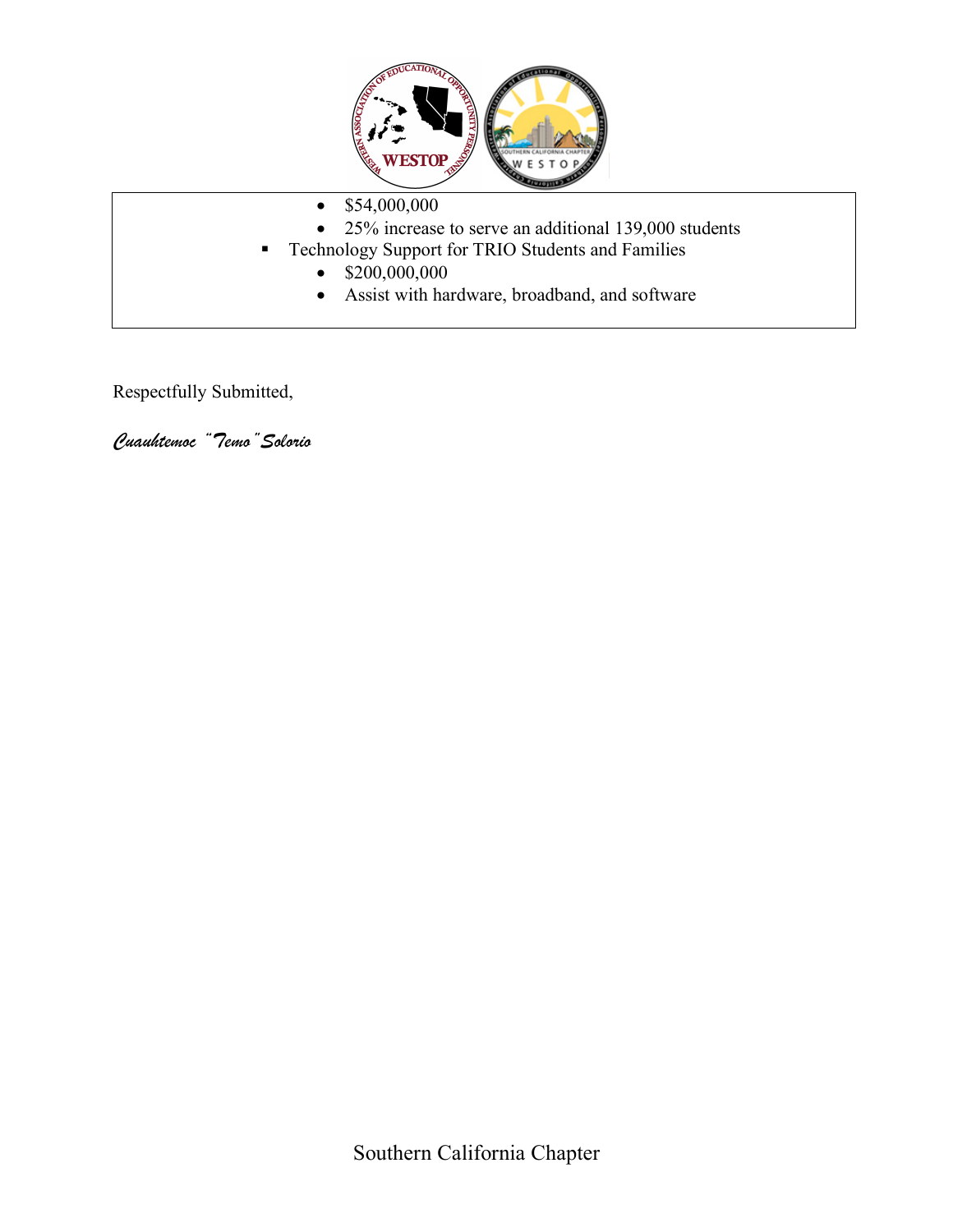- $54,000,000
- 25% increase to serve an additional 139,000 students

- Technology Support for TRIO Students and Families
  - $200,000,000
  - Assist with hardware, broadband, and software

Respectfully Submitted,

*Cuauhtemoc "Temo" Solorio*